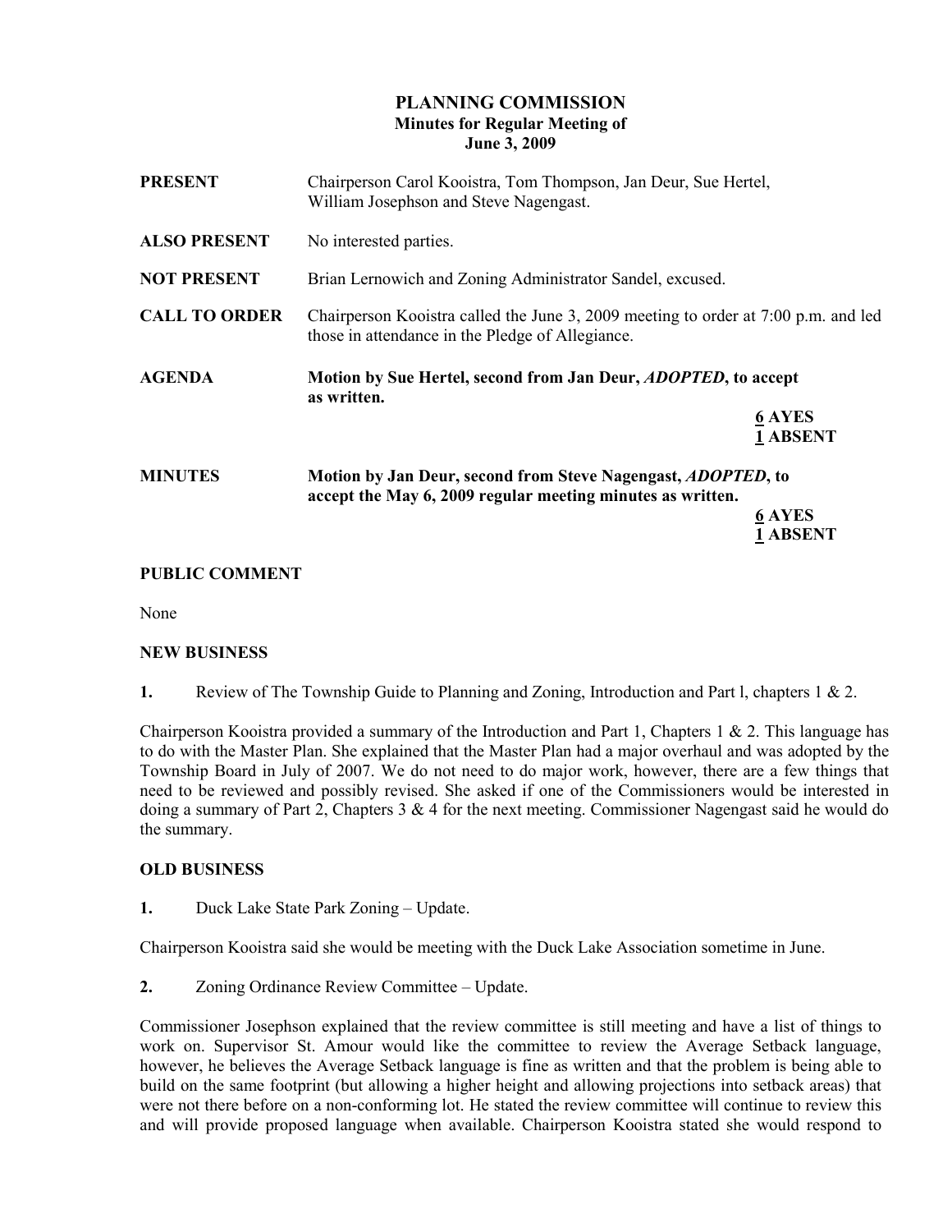# PLANNING COMMISSION
## Minutes for Regular Meeting of
## June 3, 2009

**PRESENT** Chairperson Carol Kooistra, Tom Thompson, Jan Deur, Sue Hertel, William Josephson and Steve Nagengast.

**ALSO PRESENT** No interested parties.

**NOT PRESENT** Brian Lernowich and Zoning Administrator Sandel, excused.

**CALL TO ORDER** Chairperson Kooistra called the June 3, 2009 meeting to order at 7:00 p.m. and led those in attendance in the Pledge of Allegiance.

**AGENDA** **Motion by Sue Hertel, second from Jan Deur, *ADOPTED*, to accept as written.**

**6 AYES**
**1 ABSENT**

**MINUTES** **Motion by Jan Deur, second from Steve Nagengast, *ADOPTED*, to accept the May 6, 2009 regular meeting minutes as written.**

**6 AYES**
**1 ABSENT**

### PUBLIC COMMENT

None

### NEW BUSINESS

**1.** Review of The Township Guide to Planning and Zoning, Introduction and Part l, chapters 1 & 2.

Chairperson Kooistra provided a summary of the Introduction and Part 1, Chapters 1 & 2. This language has to do with the Master Plan. She explained that the Master Plan had a major overhaul and was adopted by the Township Board in July of 2007. We do not need to do major work, however, there are a few things that need to be reviewed and possibly revised. She asked if one of the Commissioners would be interested in doing a summary of Part 2, Chapters 3 & 4 for the next meeting. Commissioner Nagengast said he would do the summary.

### OLD BUSINESS

**1.** Duck Lake State Park Zoning – Update.

Chairperson Kooistra said she would be meeting with the Duck Lake Association sometime in June.

**2.** Zoning Ordinance Review Committee – Update.

Commissioner Josephson explained that the review committee is still meeting and have a list of things to work on. Supervisor St. Amour would like the committee to review the Average Setback language, however, he believes the Average Setback language is fine as written and that the problem is being able to build on the same footprint (but allowing a higher height and allowing projections into setback areas) that were not there before on a non-conforming lot. He stated the review committee will continue to review this and will provide proposed language when available. Chairperson Kooistra stated she would respond to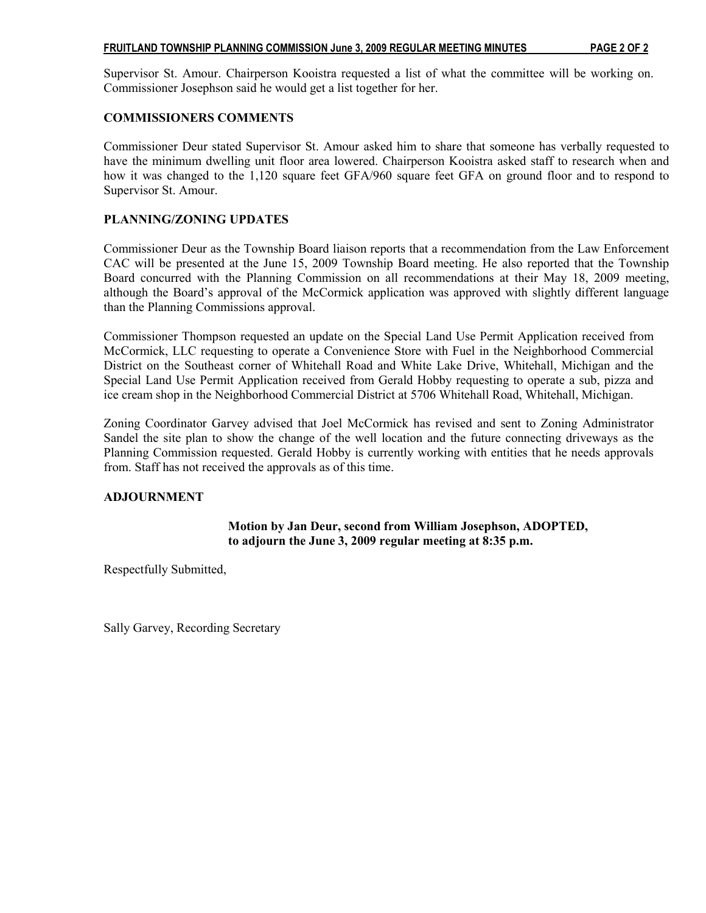Supervisor St. Amour. Chairperson Kooistra requested a list of what the committee will be working on. Commissioner Josephson said he would get a list together for her.

## COMMISSIONERS COMMENTS

Commissioner Deur stated Supervisor St. Amour asked him to share that someone has verbally requested to have the minimum dwelling unit floor area lowered. Chairperson Kooistra asked staff to research when and how it was changed to the 1,120 square feet GFA/960 square feet GFA on ground floor and to respond to Supervisor St. Amour.

## PLANNING/ZONING UPDATES

Commissioner Deur as the Township Board liaison reports that a recommendation from the Law Enforcement CAC will be presented at the June 15, 2009 Township Board meeting. He also reported that the Township Board concurred with the Planning Commission on all recommendations at their May 18, 2009 meeting, although the Board's approval of the McCormick application was approved with slightly different language than the Planning Commissions approval.

Commissioner Thompson requested an update on the Special Land Use Permit Application received from McCormick, LLC requesting to operate a Convenience Store with Fuel in the Neighborhood Commercial District on the Southeast corner of Whitehall Road and White Lake Drive, Whitehall, Michigan and the Special Land Use Permit Application received from Gerald Hobby requesting to operate a sub, pizza and ice cream shop in the Neighborhood Commercial District at 5706 Whitehall Road, Whitehall, Michigan.

Zoning Coordinator Garvey advised that Joel McCormick has revised and sent to Zoning Administrator Sandel the site plan to show the change of the well location and the future connecting driveways as the Planning Commission requested. Gerald Hobby is currently working with entities that he needs approvals from. Staff has not received the approvals as of this time.

## ADJOURNMENT

**Motion by Jan Deur, second from William Josephson, ADOPTED, to adjourn the June 3, 2009 regular meeting at 8:35 p.m.**

Respectfully Submitted,

Sally Garvey, Recording Secretary